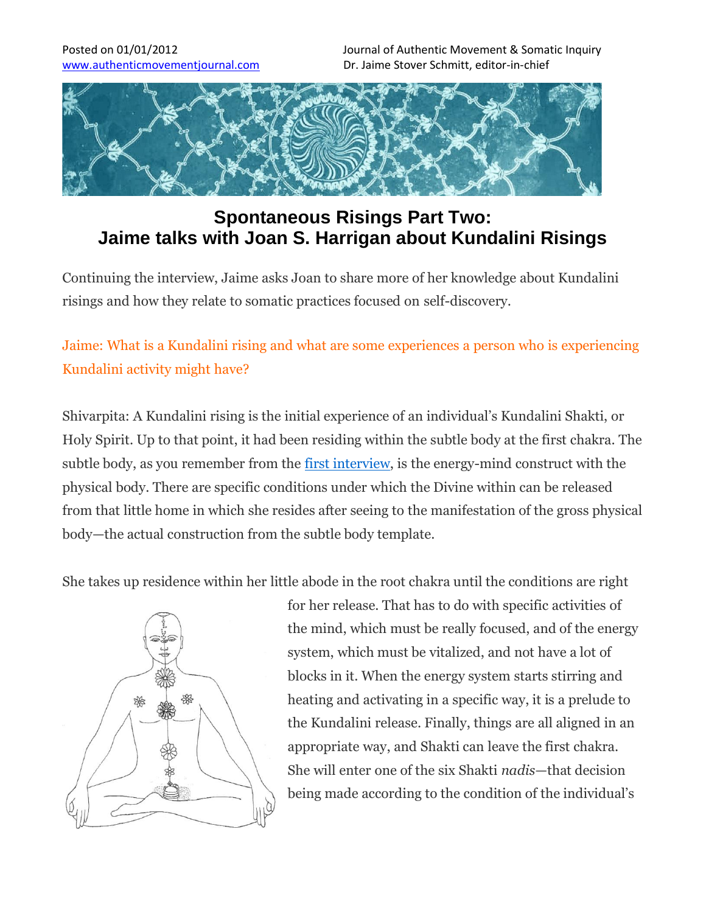Posted on 01/01/2012
www.authenticmovementjournal.com

Journal of Authentic Movement & Somatic Inquiry
Dr. Jaime Stover Schmitt, editor-in-chief

# Spontaneous Risings Part Two: Jaime talks with Joan S. Harrigan about Kundalini Risings

Continuing the interview, Jaime asks Joan to share more of her knowledge about Kundalini risings and how they relate to somatic practices focused on self-discovery.

Jaime: What is a Kundalini rising and what are some experiences a person who is experiencing Kundalini activity might have?

Shivarpita: A Kundalini rising is the initial experience of an individual's Kundalini Shakti, or Holy Spirit. Up to that point, it had been residing within the subtle body at the first chakra. The subtle body, as you remember from the [first interview](), is the energy-mind construct with the physical body. There are specific conditions under which the Divine within can be released from that little home in which she resides after seeing to the manifestation of the gross physical body—the actual construction from the subtle body template.

She takes up residence within her little abode in the root chakra until the conditions are right for her release. That has to do with specific activities of the mind, which must be really focused, and of the energy system, which must be vitalized, and not have a lot of blocks in it. When the energy system starts stirring and heating and activating in a specific way, it is a prelude to the Kundalini release. Finally, things are all aligned in an appropriate way, and Shakti can leave the first chakra. She will enter one of the six Shakti *nadis*—that decision being made according to the condition of the individual's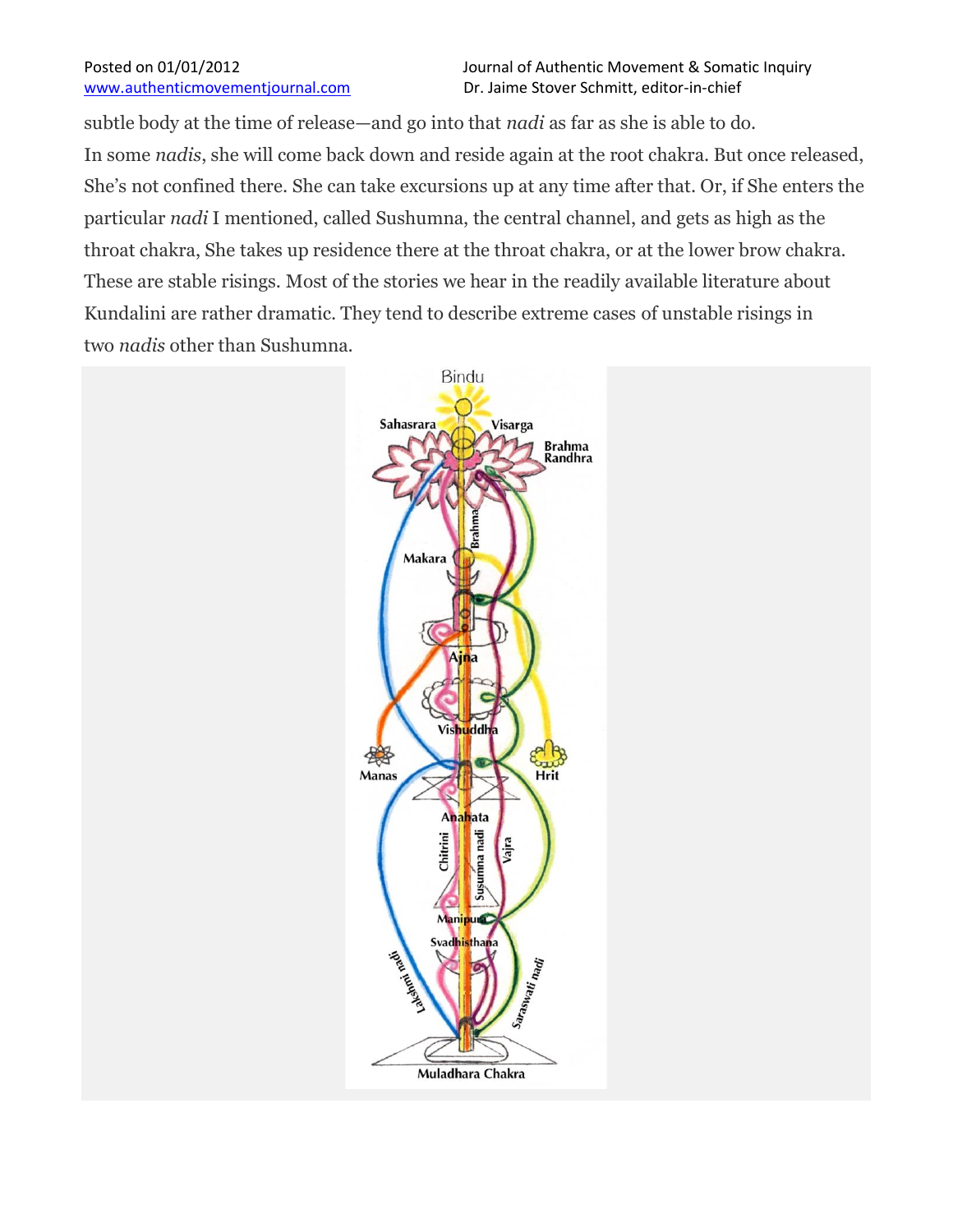subtle body at the time of release—and go into that *nadi* as far as she is able to do. In some *nadis*, she will come back down and reside again at the root chakra. But once released, She's not confined there. She can take excursions up at any time after that. Or, if She enters the particular *nadi* I mentioned, called Sushumna, the central channel, and gets as high as the throat chakra, She takes up residence there at the throat chakra, or at the lower brow chakra. These are stable risings. Most of the stories we hear in the readily available literature about Kundalini are rather dramatic. They tend to describe extreme cases of unstable risings in two *nadis* other than Sushumna.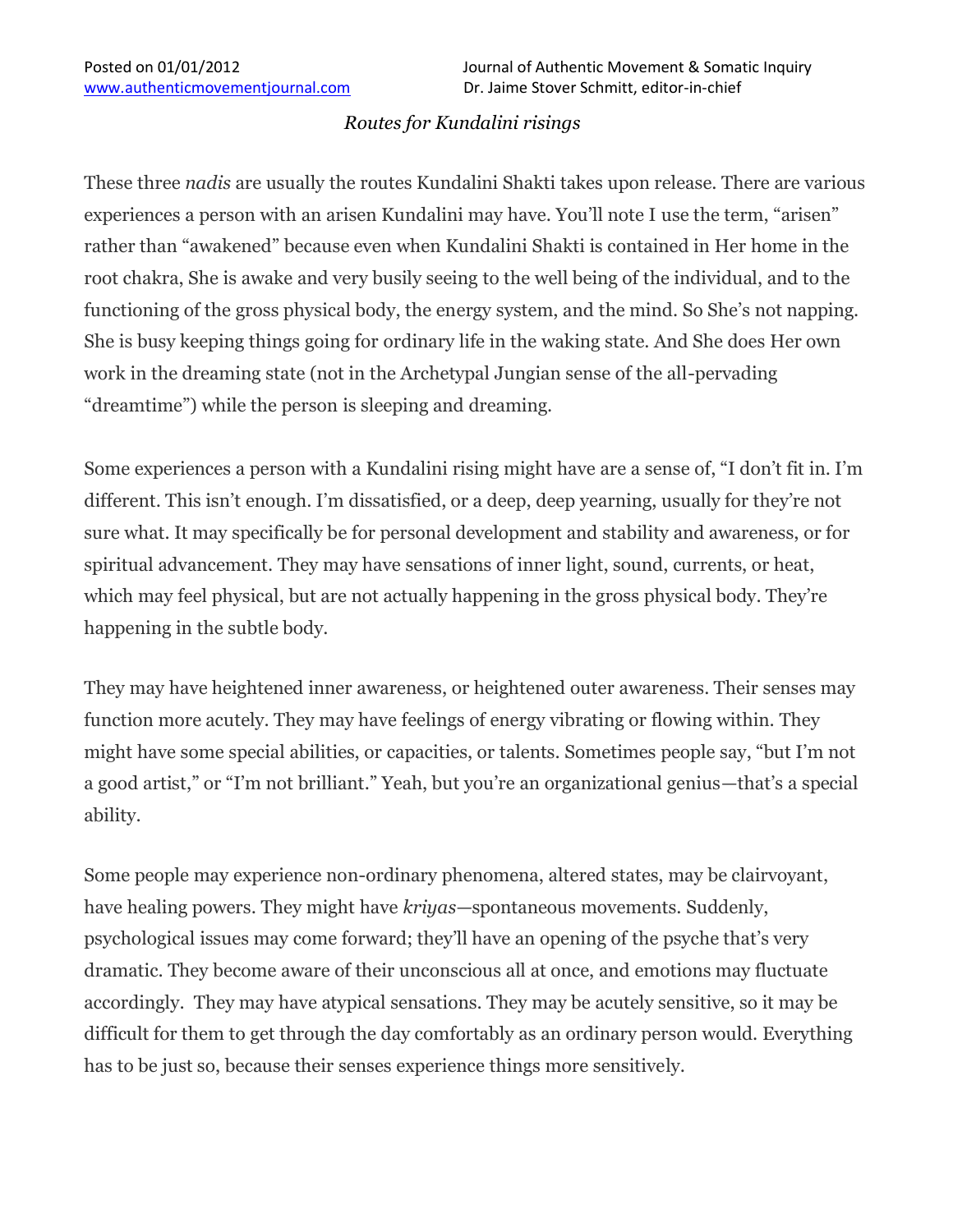*Routes for Kundalini risings*

These three *nadis* are usually the routes Kundalini Shakti takes upon release. There are various experiences a person with an arisen Kundalini may have. You'll note I use the term, "arisen" rather than "awakened" because even when Kundalini Shakti is contained in Her home in the root chakra, She is awake and very busily seeing to the well being of the individual, and to the functioning of the gross physical body, the energy system, and the mind. So She's not napping. She is busy keeping things going for ordinary life in the waking state. And She does Her own work in the dreaming state (not in the Archetypal Jungian sense of the all-pervading "dreamtime") while the person is sleeping and dreaming.

Some experiences a person with a Kundalini rising might have are a sense of, "I don't fit in. I'm different. This isn't enough. I'm dissatisfied, or a deep, deep yearning, usually for they're not sure what. It may specifically be for personal development and stability and awareness, or for spiritual advancement. They may have sensations of inner light, sound, currents, or heat, which may feel physical, but are not actually happening in the gross physical body. They're happening in the subtle body.

They may have heightened inner awareness, or heightened outer awareness. Their senses may function more acutely. They may have feelings of energy vibrating or flowing within. They might have some special abilities, or capacities, or talents. Sometimes people say, "but I'm not a good artist," or "I'm not brilliant." Yeah, but you're an organizational genius—that's a special ability.

Some people may experience non-ordinary phenomena, altered states, may be clairvoyant, have healing powers. They might have *kriyas*—spontaneous movements. Suddenly, psychological issues may come forward; they'll have an opening of the psyche that's very dramatic. They become aware of their unconscious all at once, and emotions may fluctuate accordingly. They may have atypical sensations. They may be acutely sensitive, so it may be difficult for them to get through the day comfortably as an ordinary person would. Everything has to be just so, because their senses experience things more sensitively.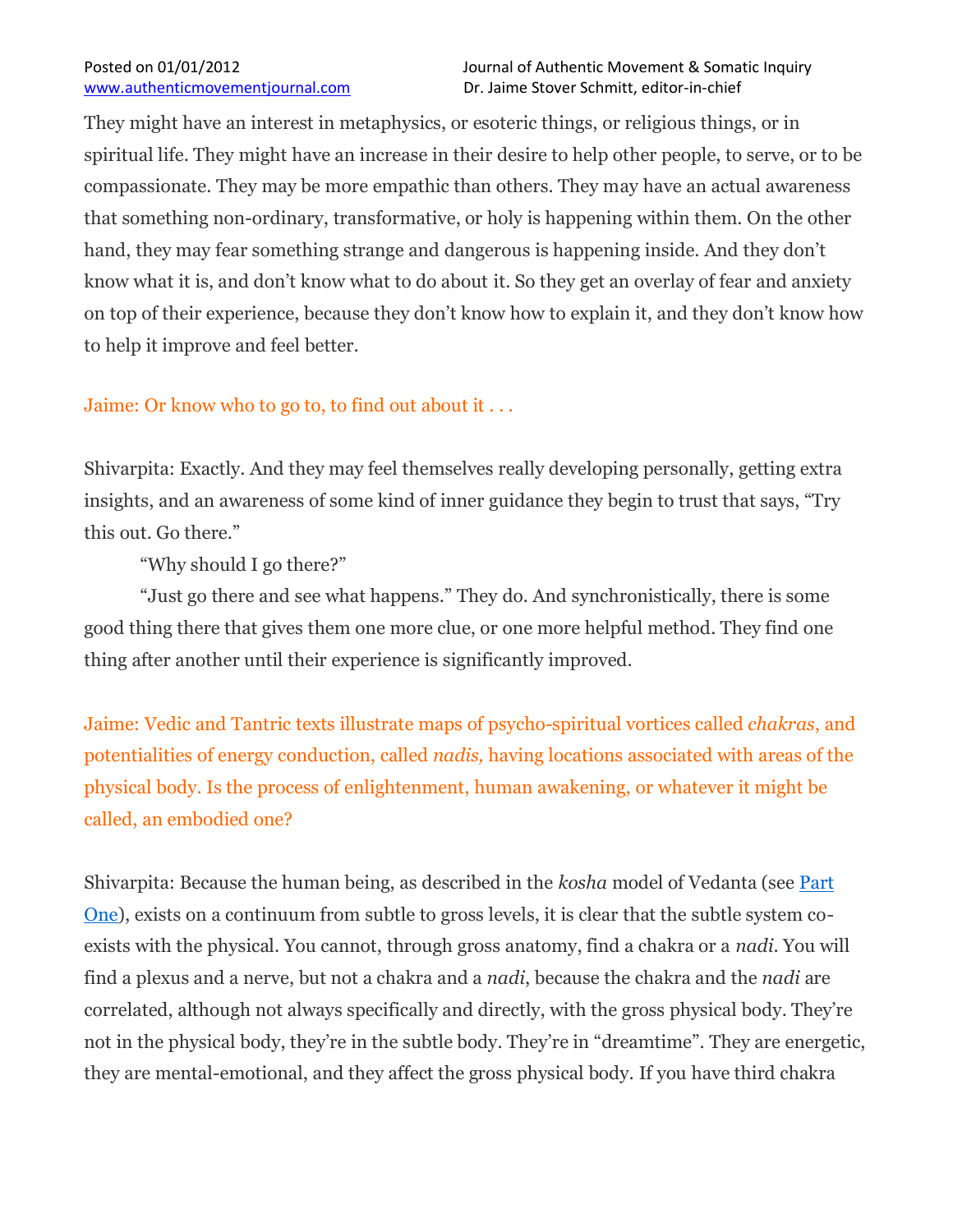They might have an interest in metaphysics, or esoteric things, or religious things, or in spiritual life. They might have an increase in their desire to help other people, to serve, or to be compassionate. They may be more empathic than others. They may have an actual awareness that something non-ordinary, transformative, or holy is happening within them. On the other hand, they may fear something strange and dangerous is happening inside. And they don't know what it is, and don't know what to do about it. So they get an overlay of fear and anxiety on top of their experience, because they don't know how to explain it, and they don't know how to help it improve and feel better.

Jaime: Or know who to go to, to find out about it . . .

Shivarpita: Exactly. And they may feel themselves really developing personally, getting extra insights, and an awareness of some kind of inner guidance they begin to trust that says, "Try this out. Go there."

"Why should I go there?"

"Just go there and see what happens." They do. And synchronistically, there is some good thing there that gives them one more clue, or one more helpful method. They find one thing after another until their experience is significantly improved.

Jaime: Vedic and Tantric texts illustrate maps of psycho-spiritual vortices called *chakras*, and potentialities of energy conduction, called *nadis,* having locations associated with areas of the physical body. Is the process of enlightenment, human awakening, or whatever it might be called, an embodied one?

Shivarpita: Because the human being, as described in the *kosha* model of Vedanta (see Part One), exists on a continuum from subtle to gross levels, it is clear that the subtle system co-exists with the physical. You cannot, through gross anatomy, find a chakra or a *nadi*. You will find a plexus and a nerve, but not a chakra and a *nadi*, because the chakra and the *nadi* are correlated, although not always specifically and directly, with the gross physical body. They're not in the physical body, they're in the subtle body. They're in "dreamtime". They are energetic, they are mental-emotional, and they affect the gross physical body. If you have third chakra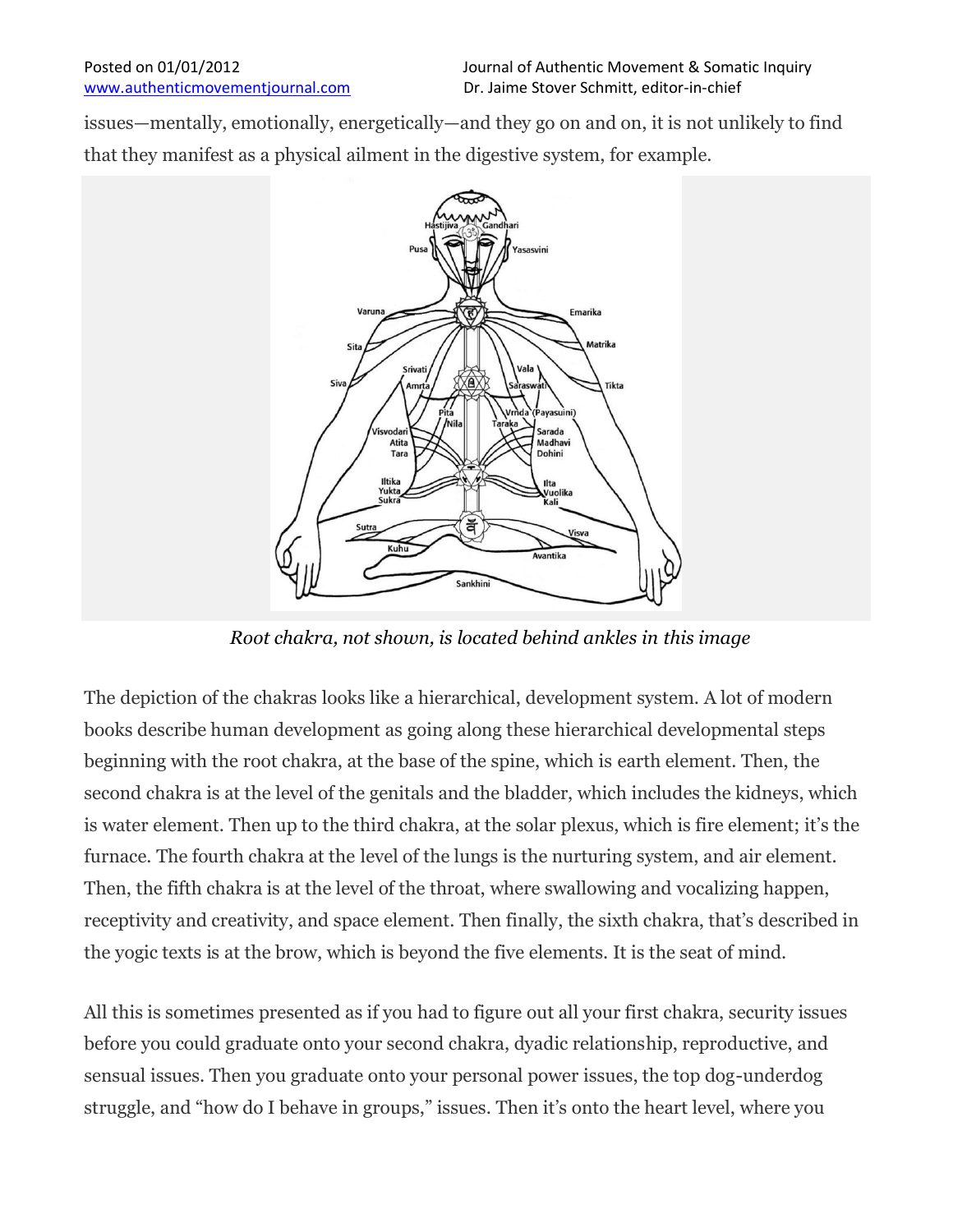issues—mentally, emotionally, energetically—and they go on and on, it is not unlikely to find that they manifest as a physical ailment in the digestive system, for example.

*Root chakra, not shown, is located behind ankles in this image*

The depiction of the chakras looks like a hierarchical, development system. A lot of modern books describe human development as going along these hierarchical developmental steps beginning with the root chakra, at the base of the spine, which is earth element. Then, the second chakra is at the level of the genitals and the bladder, which includes the kidneys, which is water element. Then up to the third chakra, at the solar plexus, which is fire element; it's the furnace. The fourth chakra at the level of the lungs is the nurturing system, and air element. Then, the fifth chakra is at the level of the throat, where swallowing and vocalizing happen, receptivity and creativity, and space element. Then finally, the sixth chakra, that's described in the yogic texts is at the brow, which is beyond the five elements. It is the seat of mind.

All this is sometimes presented as if you had to figure out all your first chakra, security issues before you could graduate onto your second chakra, dyadic relationship, reproductive, and sensual issues. Then you graduate onto your personal power issues, the top dog-underdog struggle, and "how do I behave in groups," issues. Then it's onto the heart level, where you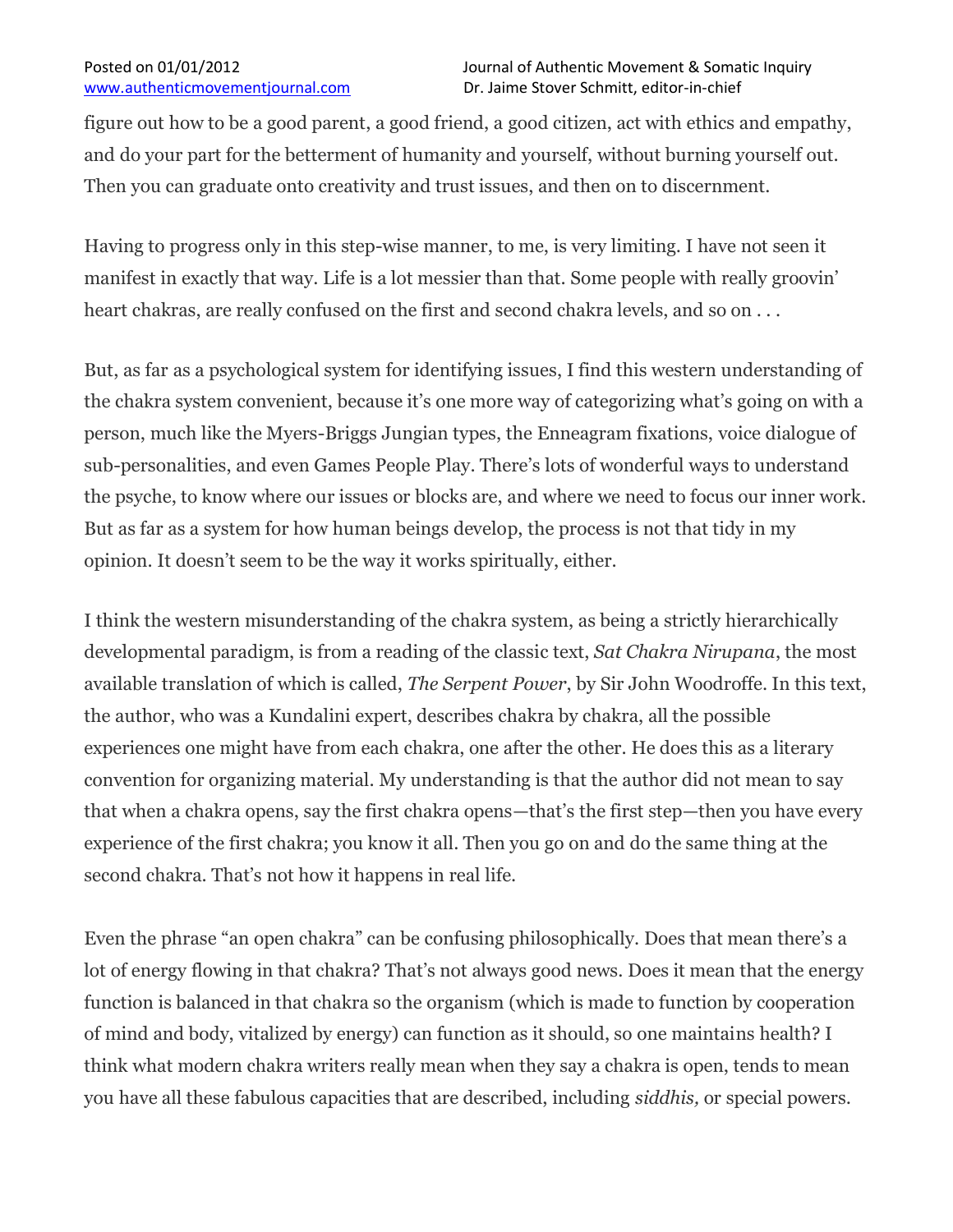figure out how to be a good parent, a good friend, a good citizen, act with ethics and empathy, and do your part for the betterment of humanity and yourself, without burning yourself out. Then you can graduate onto creativity and trust issues, and then on to discernment.

Having to progress only in this step-wise manner, to me, is very limiting. I have not seen it manifest in exactly that way. Life is a lot messier than that. Some people with really groovin' heart chakras, are really confused on the first and second chakra levels, and so on . . .

But, as far as a psychological system for identifying issues, I find this western understanding of the chakra system convenient, because it's one more way of categorizing what's going on with a person, much like the Myers-Briggs Jungian types, the Enneagram fixations, voice dialogue of sub-personalities, and even Games People Play. There's lots of wonderful ways to understand the psyche, to know where our issues or blocks are, and where we need to focus our inner work. But as far as a system for how human beings develop, the process is not that tidy in my opinion. It doesn't seem to be the way it works spiritually, either.

I think the western misunderstanding of the chakra system, as being a strictly hierarchically developmental paradigm, is from a reading of the classic text, *Sat Chakra Nirupana*, the most available translation of which is called, *The Serpent Power*, by Sir John Woodroffe. In this text, the author, who was a Kundalini expert, describes chakra by chakra, all the possible experiences one might have from each chakra, one after the other. He does this as a literary convention for organizing material. My understanding is that the author did not mean to say that when a chakra opens, say the first chakra opens—that's the first step—then you have every experience of the first chakra; you know it all. Then you go on and do the same thing at the second chakra. That's not how it happens in real life.

Even the phrase "an open chakra" can be confusing philosophically. Does that mean there's a lot of energy flowing in that chakra? That's not always good news. Does it mean that the energy function is balanced in that chakra so the organism (which is made to function by cooperation of mind and body, vitalized by energy) can function as it should, so one maintains health? I think what modern chakra writers really mean when they say a chakra is open, tends to mean you have all these fabulous capacities that are described, including *siddhis,* or special powers.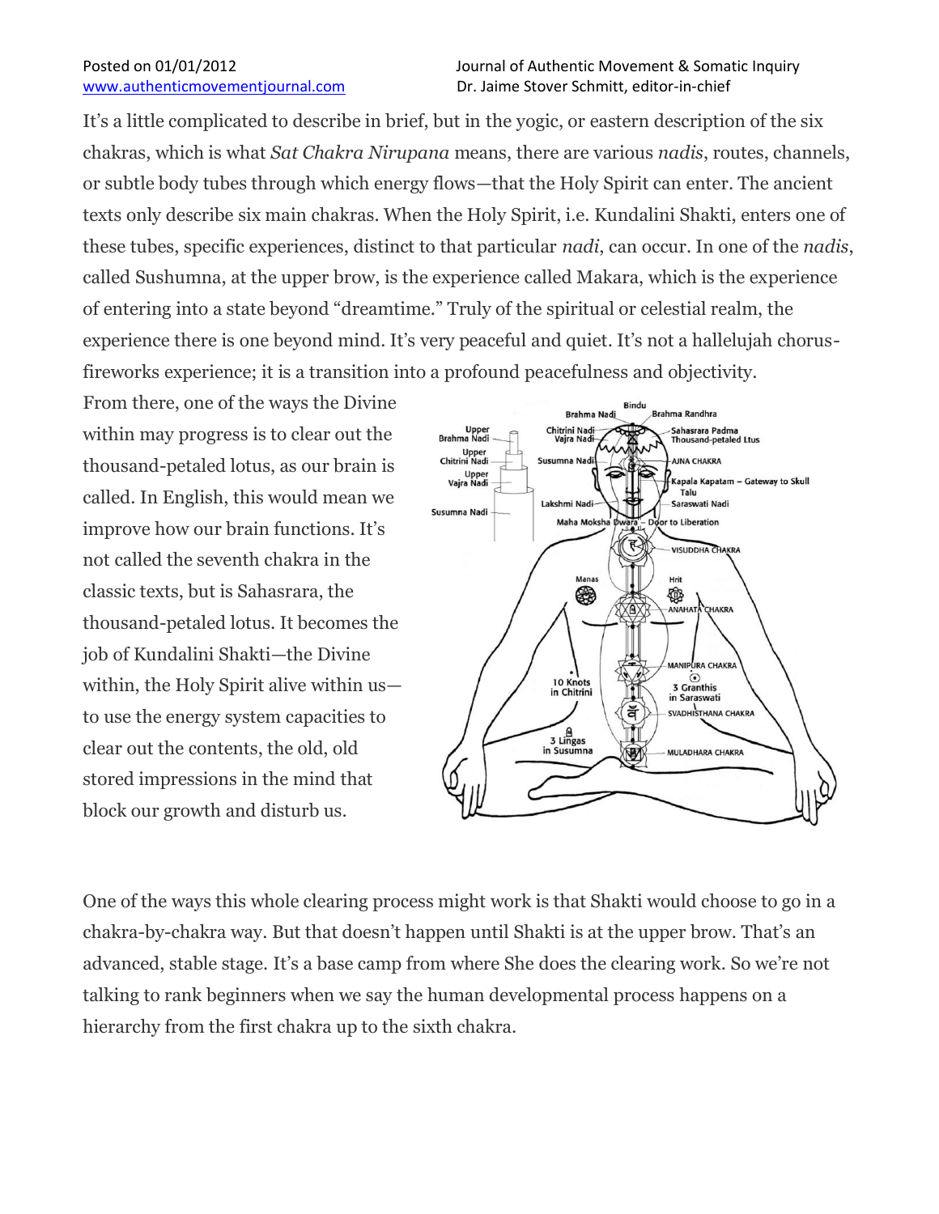It's a little complicated to describe in brief, but in the yogic, or eastern description of the six chakras, which is what *Sat Chakra Nirupana* means, there are various *nadis*, routes, channels, or subtle body tubes through which energy flows—that the Holy Spirit can enter. The ancient texts only describe six main chakras. When the Holy Spirit, i.e. Kundalini Shakti, enters one of these tubes, specific experiences, distinct to that particular *nadi*, can occur. In one of the *nadis*, called Sushumna, at the upper brow, is the experience called Makara, which is the experience of entering into a state beyond "dreamtime." Truly of the spiritual or celestial realm, the experience there is one beyond mind. It's very peaceful and quiet. It's not a hallelujah chorus-fireworks experience; it is a transition into a profound peacefulness and objectivity.

From there, one of the ways the Divine within may progress is to clear out the thousand-petaled lotus, as our brain is called. In English, this would mean we improve how our brain functions. It's not called the seventh chakra in the classic texts, but is Sahasrara, the thousand-petaled lotus. It becomes the job of Kundalini Shakti—the Divine within, the Holy Spirit alive within us—to use the energy system capacities to clear out the contents, the old, old stored impressions in the mind that block our growth and disturb us.

One of the ways this whole clearing process might work is that Shakti would choose to go in a chakra-by-chakra way. But that doesn't happen until Shakti is at the upper brow. That's an advanced, stable stage. It's a base camp from where She does the clearing work. So we're not talking to rank beginners when we say the human developmental process happens on a hierarchy from the first chakra up to the sixth chakra.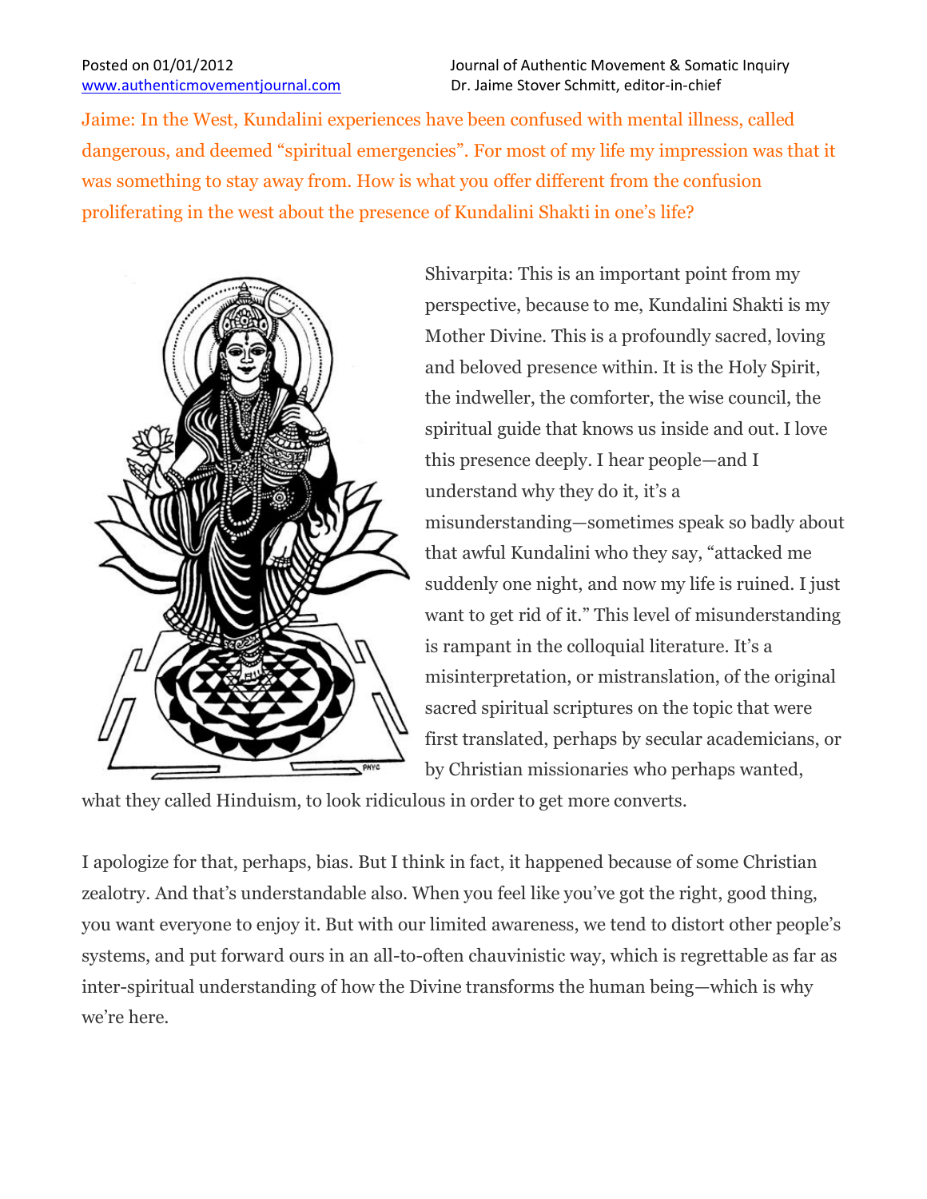Jaime: In the West, Kundalini experiences have been confused with mental illness, called dangerous, and deemed "spiritual emergencies". For most of my life my impression was that it was something to stay away from. How is what you offer different from the confusion proliferating in the west about the presence of Kundalini Shakti in one's life?

Shivarpita: This is an important point from my perspective, because to me, Kundalini Shakti is my Mother Divine. This is a profoundly sacred, loving and beloved presence within. It is the Holy Spirit, the indweller, the comforter, the wise council, the spiritual guide that knows us inside and out. I love this presence deeply. I hear people—and I understand why they do it, it's a misunderstanding—sometimes speak so badly about that awful Kundalini who they say, "attacked me suddenly one night, and now my life is ruined. I just want to get rid of it." This level of misunderstanding is rampant in the colloquial literature. It's a misinterpretation, or mistranslation, of the original sacred spiritual scriptures on the topic that were first translated, perhaps by secular academicians, or by Christian missionaries who perhaps wanted, what they called Hinduism, to look ridiculous in order to get more converts.

I apologize for that, perhaps, bias. But I think in fact, it happened because of some Christian zealotry. And that's understandable also. When you feel like you've got the right, good thing, you want everyone to enjoy it. But with our limited awareness, we tend to distort other people's systems, and put forward ours in an all-to-often chauvinistic way, which is regrettable as far as inter-spiritual understanding of how the Divine transforms the human being—which is why we're here.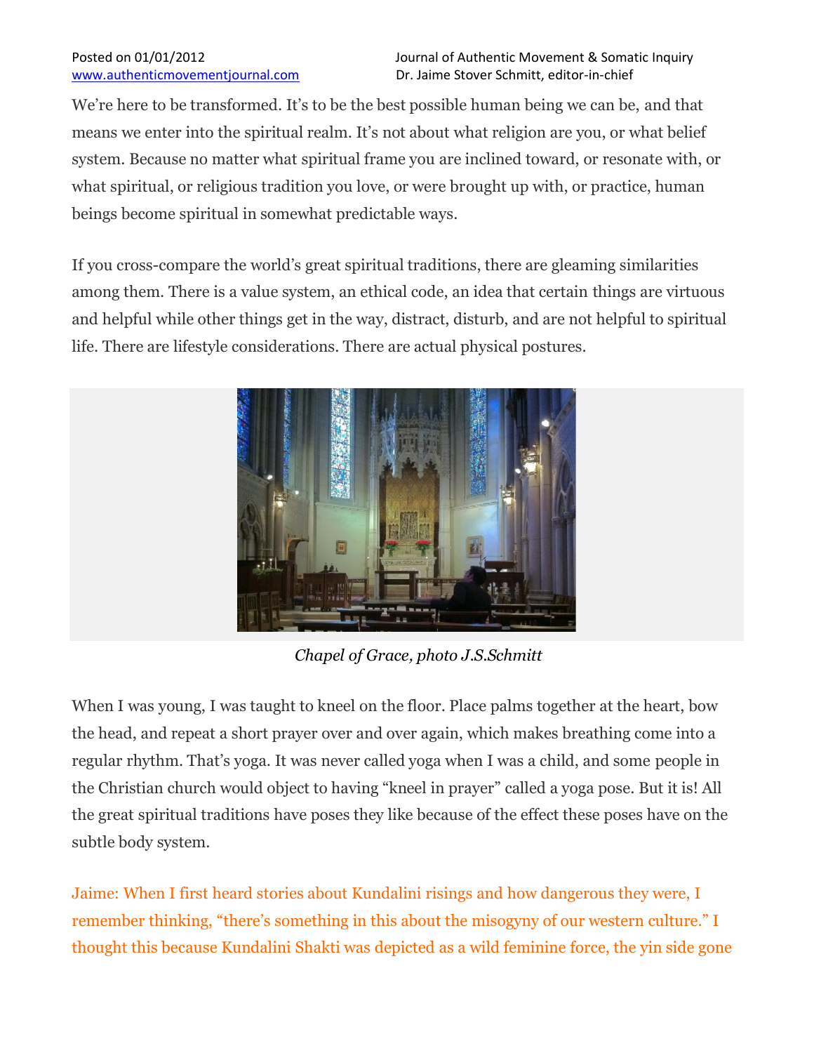We're here to be transformed. It's to be the best possible human being we can be, and that means we enter into the spiritual realm. It's not about what religion are you, or what belief system. Because no matter what spiritual frame you are inclined toward, or resonate with, or what spiritual, or religious tradition you love, or were brought up with, or practice, human beings become spiritual in somewhat predictable ways.

If you cross-compare the world's great spiritual traditions, there are gleaming similarities among them. There is a value system, an ethical code, an idea that certain things are virtuous and helpful while other things get in the way, distract, disturb, and are not helpful to spiritual life. There are lifestyle considerations. There are actual physical postures.

*Chapel of Grace, photo J.S.Schmitt*

When I was young, I was taught to kneel on the floor. Place palms together at the heart, bow the head, and repeat a short prayer over and over again, which makes breathing come into a regular rhythm. That's yoga. It was never called yoga when I was a child, and some people in the Christian church would object to having "kneel in prayer" called a yoga pose. But it is! All the great spiritual traditions have poses they like because of the effect these poses have on the subtle body system.

Jaime: When I first heard stories about Kundalini risings and how dangerous they were, I remember thinking, "there's something in this about the misogyny of our western culture." I thought this because Kundalini Shakti was depicted as a wild feminine force, the yin side gone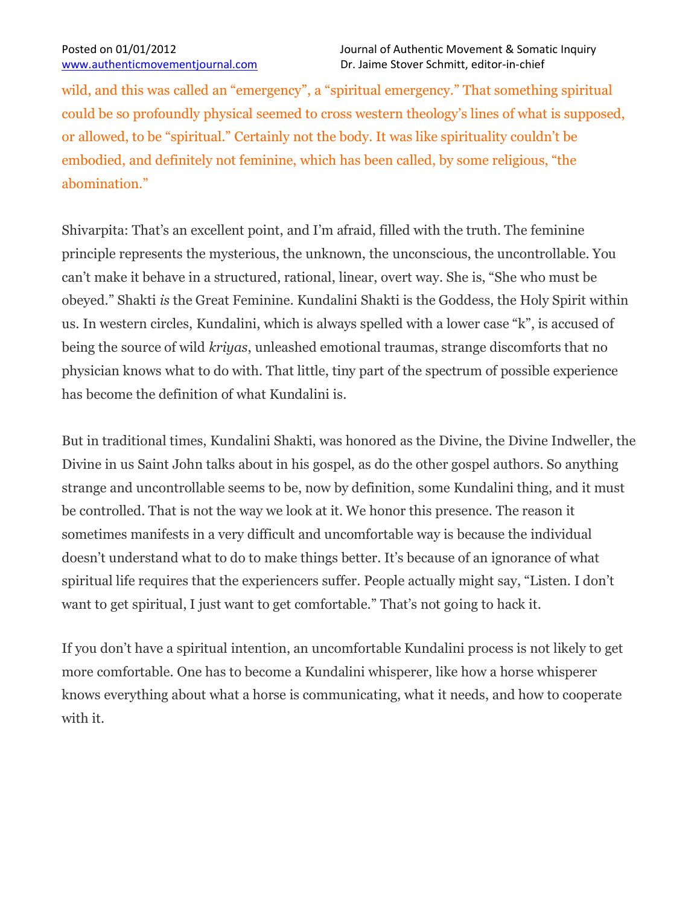wild, and this was called an “emergency”, a “spiritual emergency.” That something spiritual could be so profoundly physical seemed to cross western theology’s lines of what is supposed, or allowed, to be “spiritual.” Certainly not the body. It was like spirituality couldn’t be embodied, and definitely not feminine, which has been called, by some religious, “the abomination.”

Shivarpita: That’s an excellent point, and I’m afraid, filled with the truth. The feminine principle represents the mysterious, the unknown, the unconscious, the uncontrollable. You can’t make it behave in a structured, rational, linear, overt way. She is, “She who must be obeyed.” Shakti *is* the Great Feminine. Kundalini Shakti is the Goddess, the Holy Spirit within us. In western circles, Kundalini, which is always spelled with a lower case “k”, is accused of being the source of wild *kriyas*, unleashed emotional traumas, strange discomforts that no physician knows what to do with. That little, tiny part of the spectrum of possible experience has become the definition of what Kundalini is.

But in traditional times, Kundalini Shakti, was honored as the Divine, the Divine Indweller, the Divine in us Saint John talks about in his gospel, as do the other gospel authors. So anything strange and uncontrollable seems to be, now by definition, some Kundalini thing, and it must be controlled. That is not the way we look at it. We honor this presence. The reason it sometimes manifests in a very difficult and uncomfortable way is because the individual doesn’t understand what to do to make things better. It’s because of an ignorance of what spiritual life requires that the experiencers suffer. People actually might say, “Listen. I don’t want to get spiritual, I just want to get comfortable.” That’s not going to hack it.

If you don’t have a spiritual intention, an uncomfortable Kundalini process is not likely to get more comfortable. One has to become a Kundalini whisperer, like how a horse whisperer knows everything about what a horse is communicating, what it needs, and how to cooperate with it.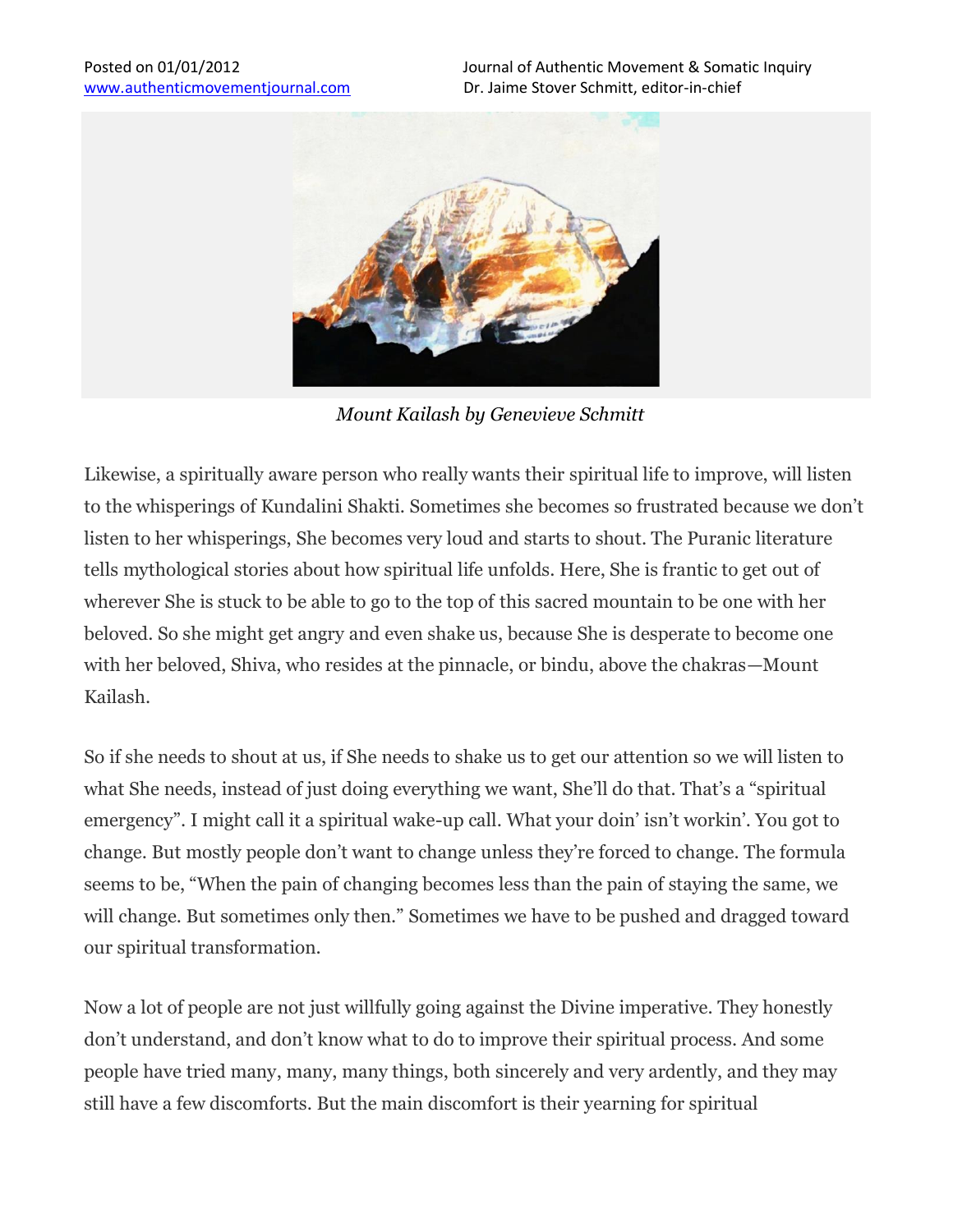*Mount Kailash by Genevieve Schmitt*

Likewise, a spiritually aware person who really wants their spiritual life to improve, will listen to the whisperings of Kundalini Shakti. Sometimes she becomes so frustrated because we don't listen to her whisperings, She becomes very loud and starts to shout. The Puranic literature tells mythological stories about how spiritual life unfolds. Here, She is frantic to get out of wherever She is stuck to be able to go to the top of this sacred mountain to be one with her beloved. So she might get angry and even shake us, because She is desperate to become one with her beloved, Shiva, who resides at the pinnacle, or bindu, above the chakras—Mount Kailash.

So if she needs to shout at us, if She needs to shake us to get our attention so we will listen to what She needs, instead of just doing everything we want, She'll do that. That's a "spiritual emergency". I might call it a spiritual wake-up call. What your doin' isn't workin'. You got to change. But mostly people don't want to change unless they're forced to change. The formula seems to be, "When the pain of changing becomes less than the pain of staying the same, we will change. But sometimes only then." Sometimes we have to be pushed and dragged toward our spiritual transformation.

Now a lot of people are not just willfully going against the Divine imperative. They honestly don't understand, and don't know what to do to improve their spiritual process. And some people have tried many, many, many things, both sincerely and very ardently, and they may still have a few discomforts. But the main discomfort is their yearning for spiritual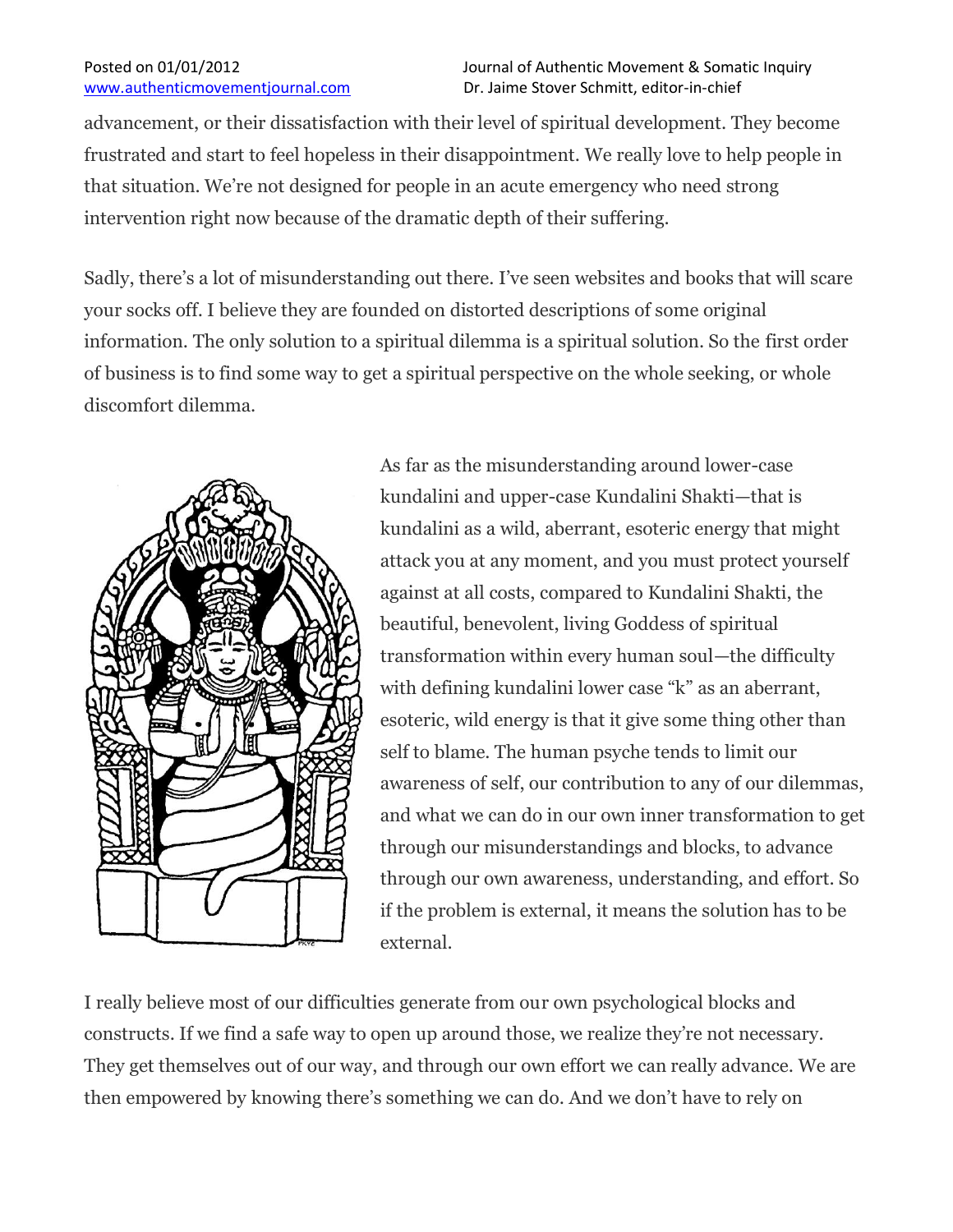advancement, or their dissatisfaction with their level of spiritual development. They become frustrated and start to feel hopeless in their disappointment. We really love to help people in that situation. We're not designed for people in an acute emergency who need strong intervention right now because of the dramatic depth of their suffering.

Sadly, there's a lot of misunderstanding out there. I've seen websites and books that will scare your socks off. I believe they are founded on distorted descriptions of some original information. The only solution to a spiritual dilemma is a spiritual solution. So the first order of business is to find some way to get a spiritual perspective on the whole seeking, or whole discomfort dilemma.

As far as the misunderstanding around lower-case kundalini and upper-case Kundalini Shakti—that is kundalini as a wild, aberrant, esoteric energy that might attack you at any moment, and you must protect yourself against at all costs, compared to Kundalini Shakti, the beautiful, benevolent, living Goddess of spiritual transformation within every human soul—the difficulty with defining kundalini lower case "k" as an aberrant, esoteric, wild energy is that it give some thing other than self to blame. The human psyche tends to limit our awareness of self, our contribution to any of our dilemmas, and what we can do in our own inner transformation to get through our misunderstandings and blocks, to advance through our own awareness, understanding, and effort. So if the problem is external, it means the solution has to be external.

I really believe most of our difficulties generate from our own psychological blocks and constructs. If we find a safe way to open up around those, we realize they're not necessary. They get themselves out of our way, and through our own effort we can really advance. We are then empowered by knowing there's something we can do. And we don't have to rely on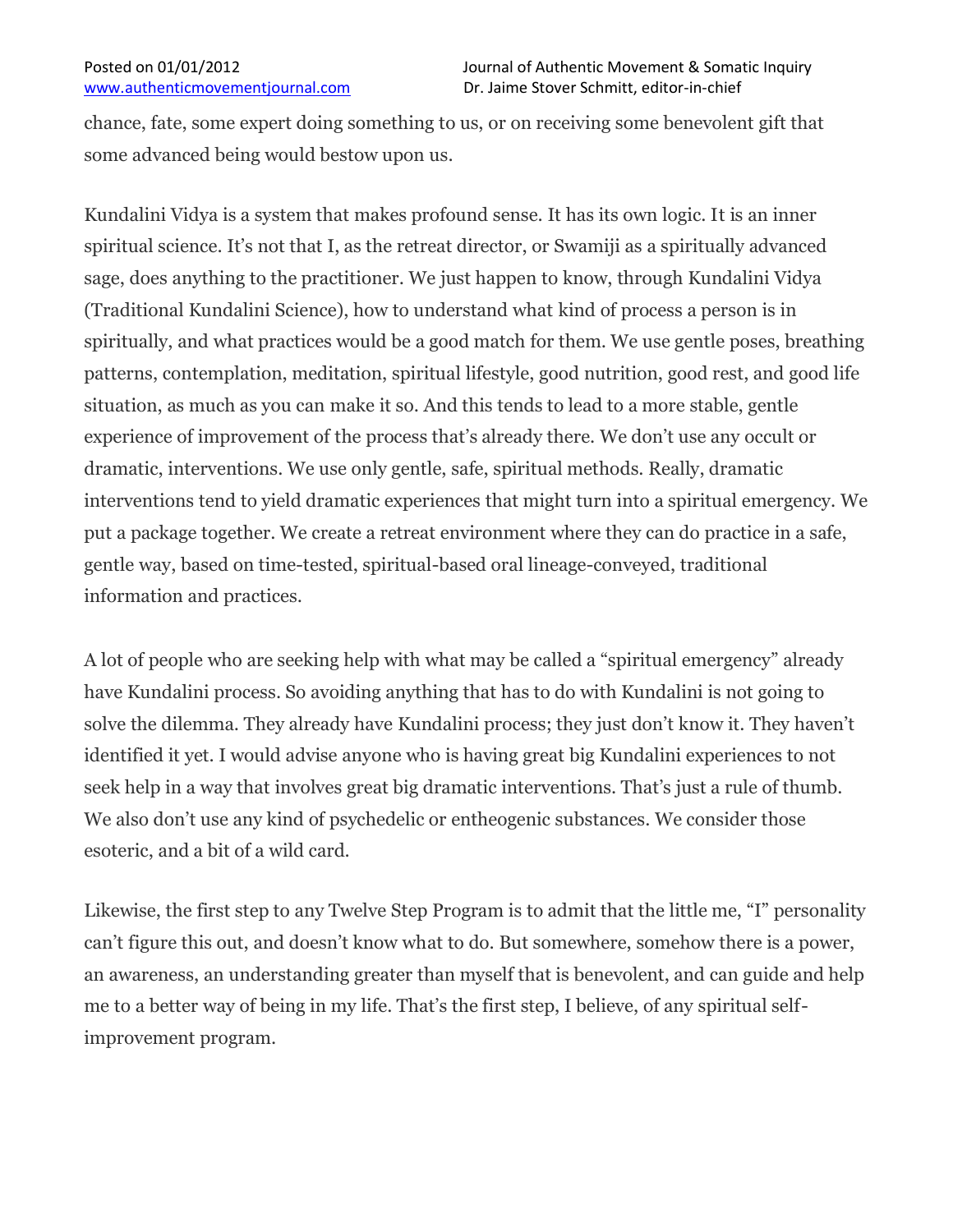chance, fate, some expert doing something to us, or on receiving some benevolent gift that some advanced being would bestow upon us.

Kundalini Vidya is a system that makes profound sense. It has its own logic. It is an inner spiritual science. It's not that I, as the retreat director, or Swamiji as a spiritually advanced sage, does anything to the practitioner. We just happen to know, through Kundalini Vidya (Traditional Kundalini Science), how to understand what kind of process a person is in spiritually, and what practices would be a good match for them. We use gentle poses, breathing patterns, contemplation, meditation, spiritual lifestyle, good nutrition, good rest, and good life situation, as much as you can make it so. And this tends to lead to a more stable, gentle experience of improvement of the process that's already there. We don't use any occult or dramatic, interventions. We use only gentle, safe, spiritual methods. Really, dramatic interventions tend to yield dramatic experiences that might turn into a spiritual emergency. We put a package together. We create a retreat environment where they can do practice in a safe, gentle way, based on time-tested, spiritual-based oral lineage-conveyed, traditional information and practices.

A lot of people who are seeking help with what may be called a "spiritual emergency" already have Kundalini process. So avoiding anything that has to do with Kundalini is not going to solve the dilemma. They already have Kundalini process; they just don't know it. They haven't identified it yet. I would advise anyone who is having great big Kundalini experiences to not seek help in a way that involves great big dramatic interventions. That's just a rule of thumb. We also don't use any kind of psychedelic or entheogenic substances. We consider those esoteric, and a bit of a wild card.

Likewise, the first step to any Twelve Step Program is to admit that the little me, "I" personality can't figure this out, and doesn't know what to do. But somewhere, somehow there is a power, an awareness, an understanding greater than myself that is benevolent, and can guide and help me to a better way of being in my life. That's the first step, I believe, of any spiritual self-improvement program.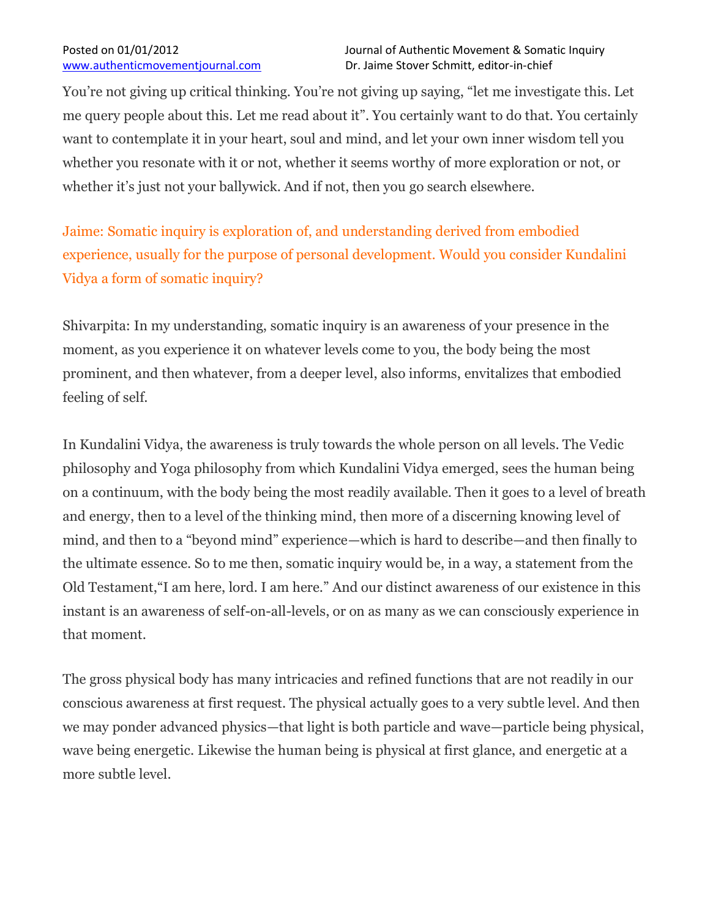You're not giving up critical thinking. You're not giving up saying, "let me investigate this. Let me query people about this. Let me read about it". You certainly want to do that. You certainly want to contemplate it in your heart, soul and mind, and let your own inner wisdom tell you whether you resonate with it or not, whether it seems worthy of more exploration or not, or whether it's just not your ballywick. And if not, then you go search elsewhere.

Jaime: Somatic inquiry is exploration of, and understanding derived from embodied experience, usually for the purpose of personal development. Would you consider Kundalini Vidya a form of somatic inquiry?

Shivarpita: In my understanding, somatic inquiry is an awareness of your presence in the moment, as you experience it on whatever levels come to you, the body being the most prominent, and then whatever, from a deeper level, also informs, envitalizes that embodied feeling of self.

In Kundalini Vidya, the awareness is truly towards the whole person on all levels. The Vedic philosophy and Yoga philosophy from which Kundalini Vidya emerged, sees the human being on a continuum, with the body being the most readily available. Then it goes to a level of breath and energy, then to a level of the thinking mind, then more of a discerning knowing level of mind, and then to a "beyond mind" experience—which is hard to describe—and then finally to the ultimate essence. So to me then, somatic inquiry would be, in a way, a statement from the Old Testament,"I am here, lord. I am here." And our distinct awareness of our existence in this instant is an awareness of self-on-all-levels, or on as many as we can consciously experience in that moment.

The gross physical body has many intricacies and refined functions that are not readily in our conscious awareness at first request. The physical actually goes to a very subtle level. And then we may ponder advanced physics—that light is both particle and wave—particle being physical, wave being energetic. Likewise the human being is physical at first glance, and energetic at a more subtle level.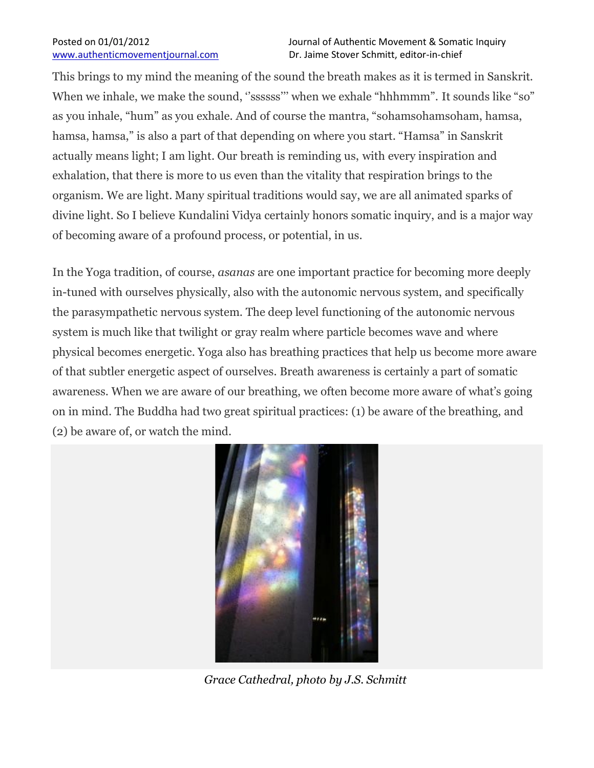This brings to my mind the meaning of the sound the breath makes as it is termed in Sanskrit. When we inhale, we make the sound, ‘’ssssss’” when we exhale “hhhmmm”. It sounds like “so” as you inhale, “hum” as you exhale. And of course the mantra, “sohamsohamsoham, hamsa, hamsa, hamsa,” is also a part of that depending on where you start. “Hamsa” in Sanskrit actually means light; I am light. Our breath is reminding us, with every inspiration and exhalation, that there is more to us even than the vitality that respiration brings to the organism. We are light. Many spiritual traditions would say, we are all animated sparks of divine light. So I believe Kundalini Vidya certainly honors somatic inquiry, and is a major way of becoming aware of a profound process, or potential, in us.

In the Yoga tradition, of course, *asanas* are one important practice for becoming more deeply in-tuned with ourselves physically, also with the autonomic nervous system, and specifically the parasympathetic nervous system. The deep level functioning of the autonomic nervous system is much like that twilight or gray realm where particle becomes wave and where physical becomes energetic. Yoga also has breathing practices that help us become more aware of that subtler energetic aspect of ourselves. Breath awareness is certainly a part of somatic awareness. When we are aware of our breathing, we often become more aware of what’s going on in mind. The Buddha had two great spiritual practices: (1) be aware of the breathing, and (2) be aware of, or watch the mind.

*Grace Cathedral, photo by J.S. Schmitt*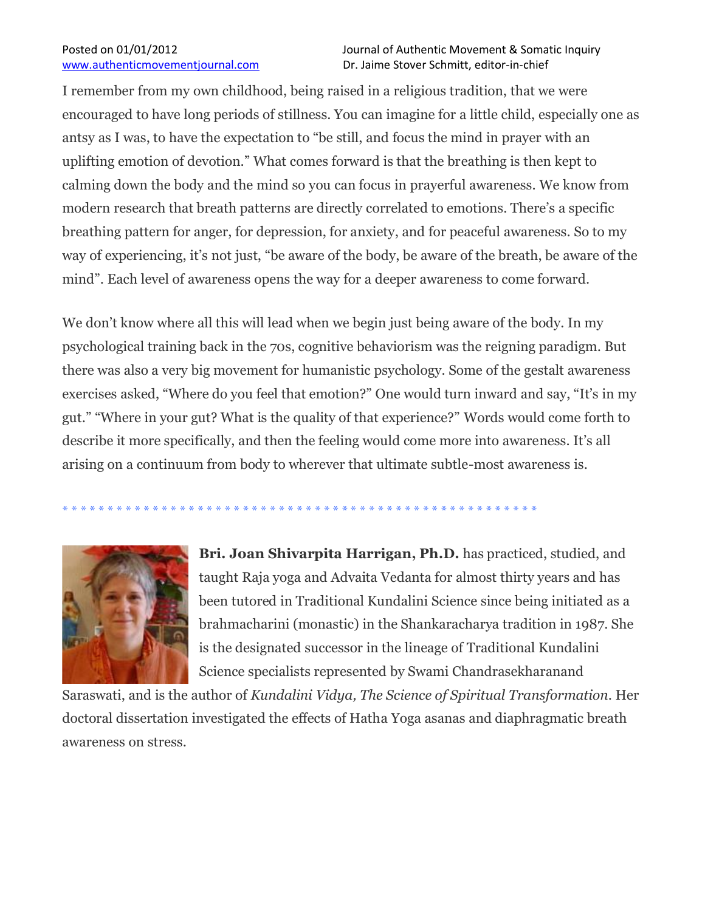I remember from my own childhood, being raised in a religious tradition, that we were encouraged to have long periods of stillness. You can imagine for a little child, especially one as antsy as I was, to have the expectation to "be still, and focus the mind in prayer with an uplifting emotion of devotion." What comes forward is that the breathing is then kept to calming down the body and the mind so you can focus in prayerful awareness. We know from modern research that breath patterns are directly correlated to emotions. There's a specific breathing pattern for anger, for depression, for anxiety, and for peaceful awareness. So to my way of experiencing, it's not just, "be aware of the body, be aware of the breath, be aware of the mind". Each level of awareness opens the way for a deeper awareness to come forward.

We don't know where all this will lead when we begin just being aware of the body. In my psychological training back in the 70s, cognitive behaviorism was the reigning paradigm. But there was also a very big movement for humanistic psychology. Some of the gestalt awareness exercises asked, "Where do you feel that emotion?" One would turn inward and say, "It's in my gut." "Where in your gut? What is the quality of that experience?" Words would come forth to describe it more specifically, and then the feeling would come more into awareness. It's all arising on a continuum from body to wherever that ultimate subtle-most awareness is.

* * * * * * * * * * * * * * * * * * * * * * * * * * * * * * * * * * * * * * * * * * * * * * * * * * * * *

**Bri. Joan Shivarpita Harrigan, Ph.D.** has practiced, studied, and taught Raja yoga and Advaita Vedanta for almost thirty years and has been tutored in Traditional Kundalini Science since being initiated as a brahmacharini (monastic) in the Shankaracharya tradition in 1987. She is the designated successor in the lineage of Traditional Kundalini Science specialists represented by Swami Chandrasekharanand Saraswati, and is the author of *Kundalini Vidya, The Science of Spiritual Transformation*. Her doctoral dissertation investigated the effects of Hatha Yoga asanas and diaphragmatic breath awareness on stress.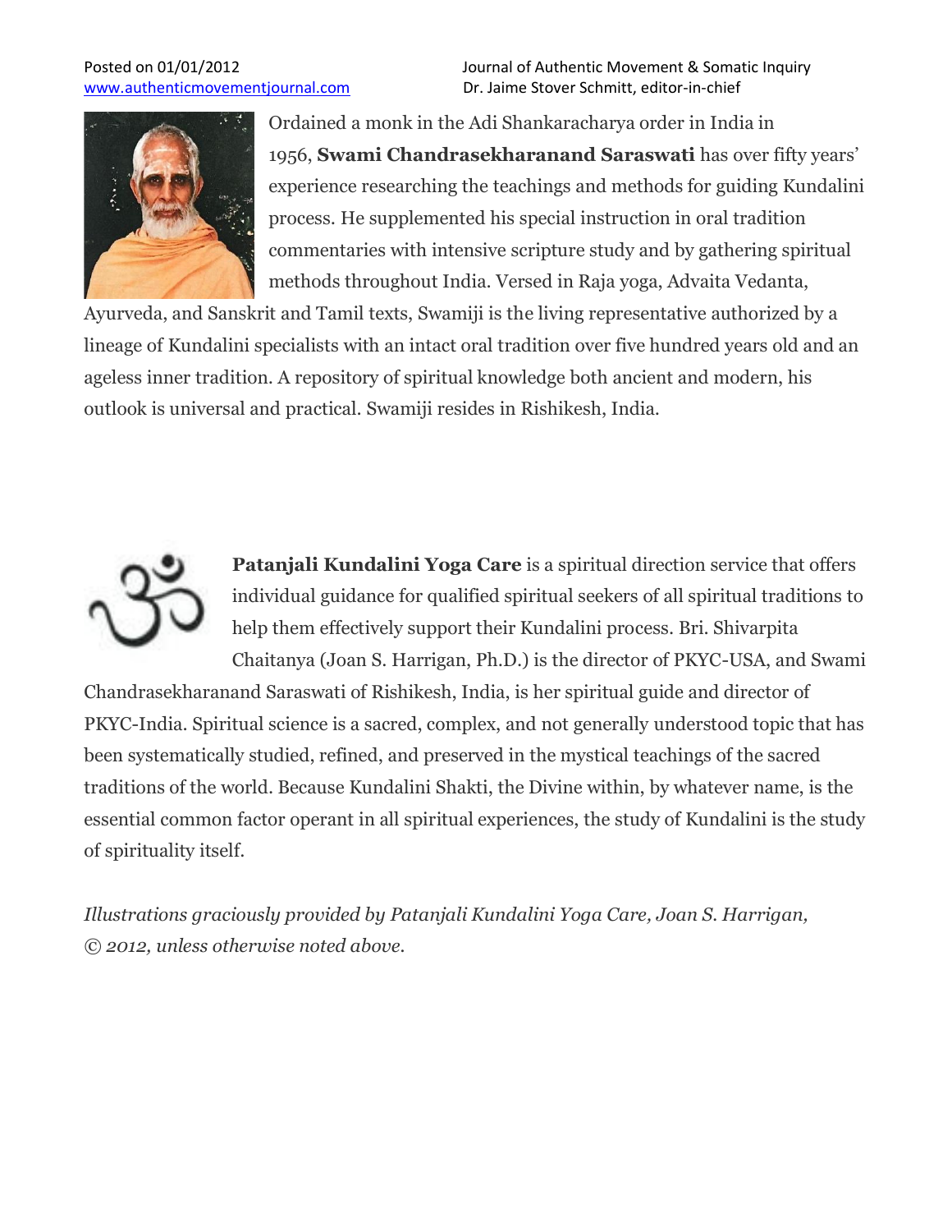Ordained a monk in the Adi Shankaracharya order in India in 1956, **Swami Chandrasekharanand Saraswati** has over fifty years' experience researching the teachings and methods for guiding Kundalini process. He supplemented his special instruction in oral tradition commentaries with intensive scripture study and by gathering spiritual methods throughout India. Versed in Raja yoga, Advaita Vedanta, Ayurveda, and Sanskrit and Tamil texts, Swamiji is the living representative authorized by a lineage of Kundalini specialists with an intact oral tradition over five hundred years old and an ageless inner tradition. A repository of spiritual knowledge both ancient and modern, his outlook is universal and practical. Swamiji resides in Rishikesh, India.

**Patanjali Kundalini Yoga Care** is a spiritual direction service that offers individual guidance for qualified spiritual seekers of all spiritual traditions to help them effectively support their Kundalini process. Bri. Shivarpita Chaitanya (Joan S. Harrigan, Ph.D.) is the director of PKYC-USA, and Swami Chandrasekharanand Saraswati of Rishikesh, India, is her spiritual guide and director of PKYC-India. Spiritual science is a sacred, complex, and not generally understood topic that has been systematically studied, refined, and preserved in the mystical teachings of the sacred traditions of the world. Because Kundalini Shakti, the Divine within, by whatever name, is the essential common factor operant in all spiritual experiences, the study of Kundalini is the study of spirituality itself.

*Illustrations graciously provided by Patanjali Kundalini Yoga Care, Joan S. Harrigan, © 2012, unless otherwise noted above.*